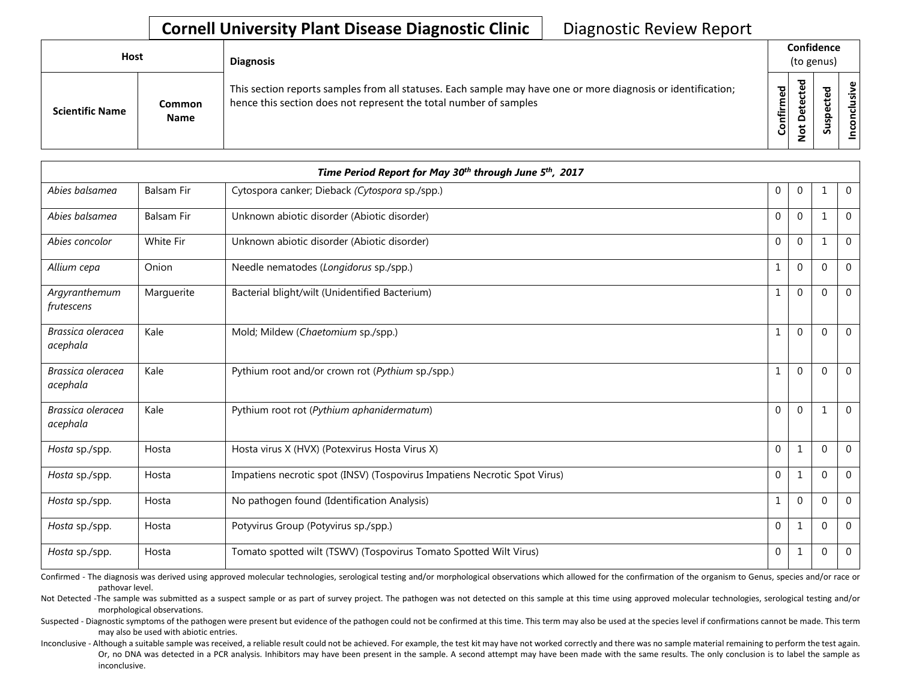# Cornell University Plant Disease Diagnostic Clinic

Diagnostic Review Report

| Host | | Diagnosis | Confidence (to genus) | | | |
|---|---|---|---|---|---|---|
| Scientific Name | Common Name | This section reports samples from all statuses. Each sample may have one or more diagnosis or identification; hence this section does not represent the total number of samples | Confirmed | Not Detected | Suspected | Inconclusive |
| ***Time Period Report for May 30th through June 5th, 2017*** | | | | | | |
| *Abies balsamea* | Balsam Fir | Cytospora canker; Dieback (*Cytospora* sp./spp.) | 0 | 0 | 1 | 0 |
| *Abies balsamea* | Balsam Fir | Unknown abiotic disorder (Abiotic disorder) | 0 | 0 | 1 | 0 |
| *Abies concolor* | White Fir | Unknown abiotic disorder (Abiotic disorder) | 0 | 0 | 1 | 0 |
| *Allium cepa* | Onion | Needle nematodes (*Longidorus* sp./spp.) | 1 | 0 | 0 | 0 |
| *Argyranthemum frutescens* | Marguerite | Bacterial blight/wilt (Unidentified Bacterium) | 1 | 0 | 0 | 0 |
| *Brassica oleracea acephala* | Kale | Mold; Mildew (*Chaetomium* sp./spp.) | 1 | 0 | 0 | 0 |
| *Brassica oleracea acephala* | Kale | Pythium root and/or crown rot (*Pythium* sp./spp.) | 1 | 0 | 0 | 0 |
| *Brassica oleracea acephala* | Kale | Pythium root rot (*Pythium aphanidermatum*) | 0 | 0 | 1 | 0 |
| *Hosta* sp./spp. | Hosta | Hosta virus X (HVX) (Potexvirus Hosta Virus X) | 0 | 1 | 0 | 0 |
| *Hosta* sp./spp. | Hosta | Impatiens necrotic spot (INSV) (Tospovirus Impatiens Necrotic Spot Virus) | 0 | 1 | 0 | 0 |
| *Hosta* sp./spp. | Hosta | No pathogen found (Identification Analysis) | 1 | 0 | 0 | 0 |
| *Hosta* sp./spp. | Hosta | Potyvirus Group (Potyvirus sp./spp.) | 0 | 1 | 0 | 0 |
| *Hosta* sp./spp. | Hosta | Tomato spotted wilt (TSWV) (Tospovirus Tomato Spotted Wilt Virus) | 0 | 1 | 0 | 0 |

Confirmed - The diagnosis was derived using approved molecular technologies, serological testing and/or morphological observations which allowed for the confirmation of the organism to Genus, species and/or race or pathovar level.

Not Detected -The sample was submitted as a suspect sample or as part of survey project. The pathogen was not detected on this sample at this time using approved molecular technologies, serological testing and/or morphological observations.

Suspected - Diagnostic symptoms of the pathogen were present but evidence of the pathogen could not be confirmed at this time. This term may also be used at the species level if confirmations cannot be made. This term may also be used with abiotic entries.

Inconclusive - Although a suitable sample was received, a reliable result could not be achieved. For example, the test kit may have not worked correctly and there was no sample material remaining to perform the test again. Or, no DNA was detected in a PCR analysis. Inhibitors may have been present in the sample. A second attempt may have been made with the same results. The only conclusion is to label the sample as inconclusive.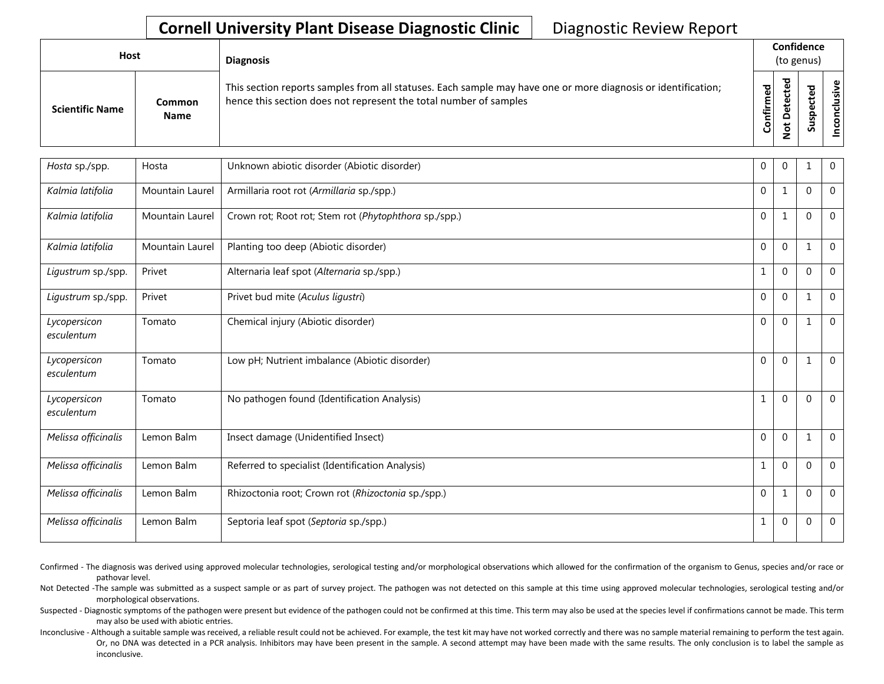**Cornell University Plant Disease Diagnostic Clinic** Diagnostic Review Report

| Host | | Diagnosis | Confidence (to genus) | | | |
|---|---|---|---|---|---|---|
| Scientific Name | Common Name | This section reports samples from all statuses. Each sample may have one or more diagnosis or identification; hence this section does not represent the total number of samples | Confirmed | Not Detected | Suspected | Inconclusive |
| *Hosta* sp./spp. | Hosta | Unknown abiotic disorder (Abiotic disorder) | 0 | 0 | 1 | 0 |
| *Kalmia latifolia* | Mountain Laurel | Armillaria root rot (*Armillaria* sp./spp.) | 0 | 1 | 0 | 0 |
| *Kalmia latifolia* | Mountain Laurel | Crown rot; Root rot; Stem rot (*Phytophthora* sp./spp.) | 0 | 1 | 0 | 0 |
| *Kalmia latifolia* | Mountain Laurel | Planting too deep (Abiotic disorder) | 0 | 0 | 1 | 0 |
| *Ligustrum* sp./spp. | Privet | Alternaria leaf spot (*Alternaria* sp./spp.) | 1 | 0 | 0 | 0 |
| *Ligustrum* sp./spp. | Privet | Privet bud mite (*Aculus ligustri*) | 0 | 0 | 1 | 0 |
| *Lycopersicon esculentum* | Tomato | Chemical injury (Abiotic disorder) | 0 | 0 | 1 | 0 |
| *Lycopersicon esculentum* | Tomato | Low pH; Nutrient imbalance (Abiotic disorder) | 0 | 0 | 1 | 0 |
| *Lycopersicon esculentum* | Tomato | No pathogen found (Identification Analysis) | 1 | 0 | 0 | 0 |
| *Melissa officinalis* | Lemon Balm | Insect damage (Unidentified Insect) | 0 | 0 | 1 | 0 |
| *Melissa officinalis* | Lemon Balm | Referred to specialist (Identification Analysis) | 1 | 0 | 0 | 0 |
| *Melissa officinalis* | Lemon Balm | Rhizoctonia root; Crown rot (*Rhizoctonia* sp./spp.) | 0 | 1 | 0 | 0 |
| *Melissa officinalis* | Lemon Balm | Septoria leaf spot (*Septoria* sp./spp.) | 1 | 0 | 0 | 0 |

Confirmed - The diagnosis was derived using approved molecular technologies, serological testing and/or morphological observations which allowed for the confirmation of the organism to Genus, species and/or race or pathovar level.

Not Detected -The sample was submitted as a suspect sample or as part of survey project. The pathogen was not detected on this sample at this time using approved molecular technologies, serological testing and/or morphological observations.

Suspected - Diagnostic symptoms of the pathogen were present but evidence of the pathogen could not be confirmed at this time. This term may also be used at the species level if confirmations cannot be made. This term may also be used with abiotic entries.

Inconclusive - Although a suitable sample was received, a reliable result could not be achieved. For example, the test kit may have not worked correctly and there was no sample material remaining to perform the test again. Or, no DNA was detected in a PCR analysis. Inhibitors may have been present in the sample. A second attempt may have been made with the same results. The only conclusion is to label the sample as inconclusive.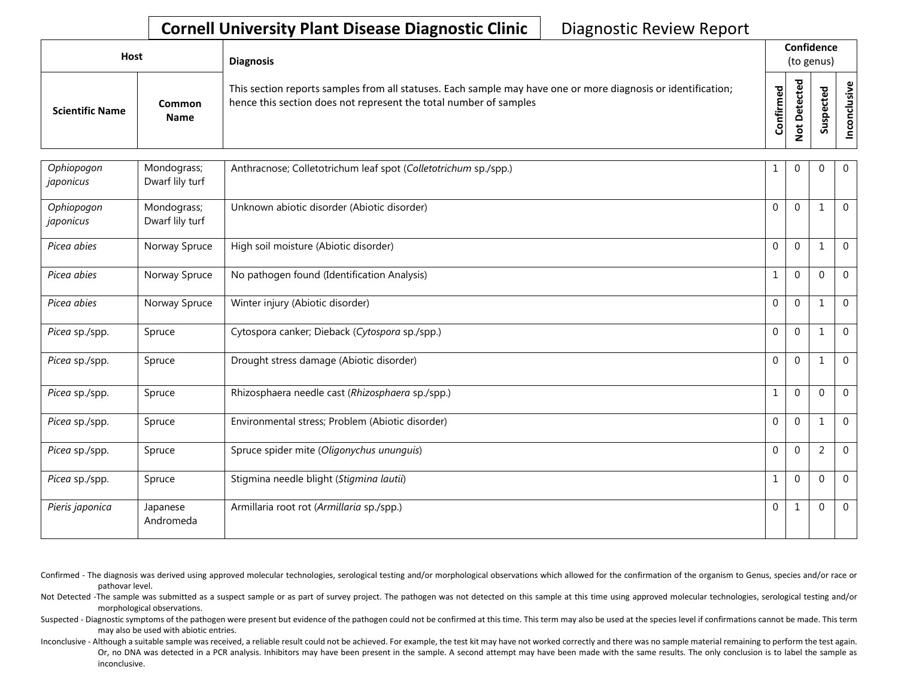**Cornell University Plant Disease Diagnostic Clinic** Diagnostic Review Report

| Host | | Diagnosis | Confidence (to genus) | | | |
|---|---|---|---|---|---|---|
| **Scientific Name** | **Common Name** | This section reports samples from all statuses. Each sample may have one or more diagnosis or identification; hence this section does not represent the total number of samples | **Confirmed** | **Not Detected** | **Suspected** | **Inconclusive** |
| *Ophiopogon japonicus* | Mondograss; Dwarf lily turf | Anthracnose; Colletotrichum leaf spot (*Colletotrichum* sp./spp.) | 1 | 0 | 0 | 0 |
| *Ophiopogon japonicus* | Mondograss; Dwarf lily turf | Unknown abiotic disorder (Abiotic disorder) | 0 | 0 | 1 | 0 |
| *Picea abies* | Norway Spruce | High soil moisture (Abiotic disorder) | 0 | 0 | 1 | 0 |
| *Picea abies* | Norway Spruce | No pathogen found (Identification Analysis) | 1 | 0 | 0 | 0 |
| *Picea abies* | Norway Spruce | Winter injury (Abiotic disorder) | 0 | 0 | 1 | 0 |
| *Picea* sp./spp. | Spruce | Cytospora canker; Dieback (*Cytospora* sp./spp.) | 0 | 0 | 1 | 0 |
| *Picea* sp./spp. | Spruce | Drought stress damage (Abiotic disorder) | 0 | 0 | 1 | 0 |
| *Picea* sp./spp. | Spruce | Rhizosphaera needle cast (*Rhizosphaera* sp./spp.) | 1 | 0 | 0 | 0 |
| *Picea* sp./spp. | Spruce | Environmental stress; Problem (Abiotic disorder) | 0 | 0 | 1 | 0 |
| *Picea* sp./spp. | Spruce | Spruce spider mite (*Oligonychus ununguis*) | 0 | 0 | 2 | 0 |
| *Picea* sp./spp. | Spruce | Stigmina needle blight (*Stigmina lautii*) | 1 | 0 | 0 | 0 |
| *Pieris japonica* | Japanese Andromeda | Armillaria root rot (*Armillaria* sp./spp.) | 0 | 1 | 0 | 0 |

Confirmed - The diagnosis was derived using approved molecular technologies, serological testing and/or morphological observations which allowed for the confirmation of the organism to Genus, species and/or race or pathovar level.

Not Detected -The sample was submitted as a suspect sample or as part of survey project. The pathogen was not detected on this sample at this time using approved molecular technologies, serological testing and/or morphological observations.

Suspected - Diagnostic symptoms of the pathogen were present but evidence of the pathogen could not be confirmed at this time. This term may also be used at the species level if confirmations cannot be made. This term may also be used with abiotic entries.

Inconclusive - Although a suitable sample was received, a reliable result could not be achieved. For example, the test kit may have not worked correctly and there was no sample material remaining to perform the test again. Or, no DNA was detected in a PCR analysis. Inhibitors may have been present in the sample. A second attempt may have been made with the same results. The only conclusion is to label the sample as inconclusive.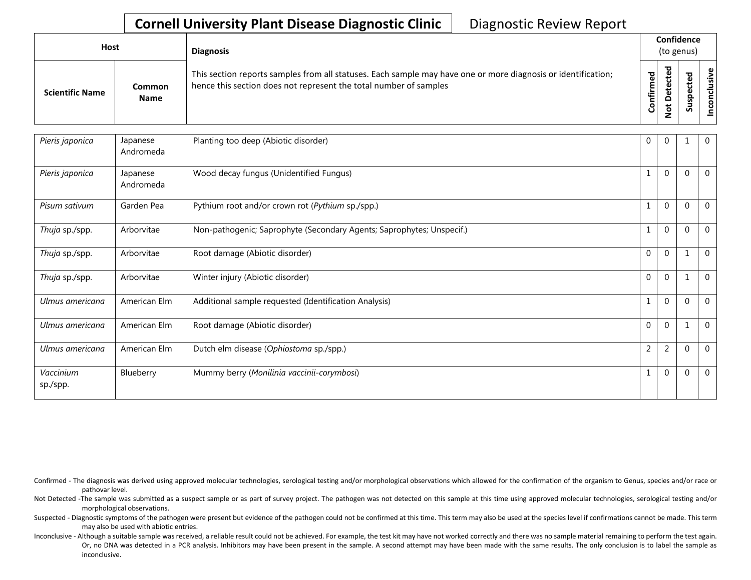**Cornell University Plant Disease Diagnostic Clinic** Diagnostic Review Report

| Host | | Diagnosis | Confidence (to genus) | | | |
|---|---|---|---|---|---|---|
| **Scientific Name** | **Common Name** | This section reports samples from all statuses. Each sample may have one or more diagnosis or identification; hence this section does not represent the total number of samples | **Confirmed** | **Not Detected** | **Suspected** | **Inconclusive** |
| *Pieris japonica* | Japanese Andromeda | Planting too deep (Abiotic disorder) | 0 | 0 | 1 | 0 |
| *Pieris japonica* | Japanese Andromeda | Wood decay fungus (Unidentified Fungus) | 1 | 0 | 0 | 0 |
| *Pisum sativum* | Garden Pea | Pythium root and/or crown rot (*Pythium* sp./spp.) | 1 | 0 | 0 | 0 |
| *Thuja* sp./spp. | Arborvitae | Non-pathogenic; Saprophyte (Secondary Agents; Saprophytes; Unspecif.) | 1 | 0 | 0 | 0 |
| *Thuja* sp./spp. | Arborvitae | Root damage (Abiotic disorder) | 0 | 0 | 1 | 0 |
| *Thuja* sp./spp. | Arborvitae | Winter injury (Abiotic disorder) | 0 | 0 | 1 | 0 |
| *Ulmus americana* | American Elm | Additional sample requested (Identification Analysis) | 1 | 0 | 0 | 0 |
| *Ulmus americana* | American Elm | Root damage (Abiotic disorder) | 0 | 0 | 1 | 0 |
| *Ulmus americana* | American Elm | Dutch elm disease (*Ophiostoma* sp./spp.) | 2 | 2 | 0 | 0 |
| *Vaccinium* sp./spp. | Blueberry | Mummy berry (*Monilinia vaccinii-corymbosi*) | 1 | 0 | 0 | 0 |

Confirmed - The diagnosis was derived using approved molecular technologies, serological testing and/or morphological observations which allowed for the confirmation of the organism to Genus, species and/or race or pathovar level.

Not Detected -The sample was submitted as a suspect sample or as part of survey project. The pathogen was not detected on this sample at this time using approved molecular technologies, serological testing and/or morphological observations.

Suspected - Diagnostic symptoms of the pathogen were present but evidence of the pathogen could not be confirmed at this time. This term may also be used at the species level if confirmations cannot be made. This term may also be used with abiotic entries.

Inconclusive - Although a suitable sample was received, a reliable result could not be achieved. For example, the test kit may have not worked correctly and there was no sample material remaining to perform the test again. Or, no DNA was detected in a PCR analysis. Inhibitors may have been present in the sample. A second attempt may have been made with the same results. The only conclusion is to label the sample as inconclusive.